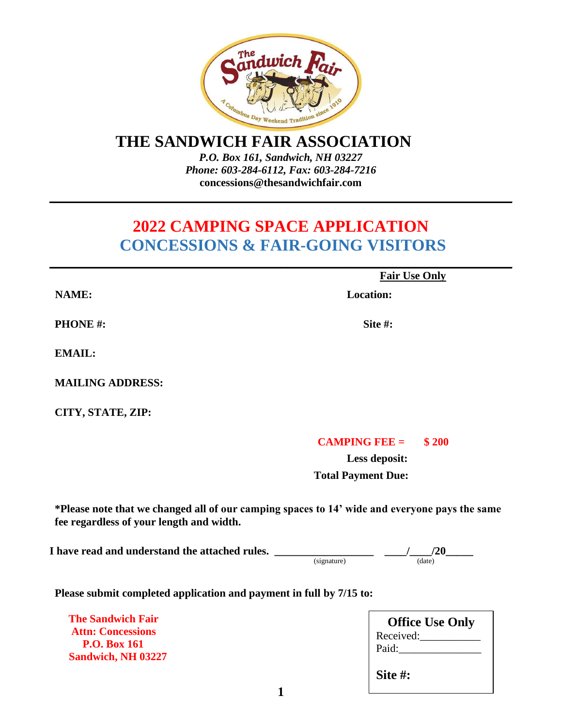# THE SANDWICH FAIR ASSOCIATION

*P.O. Box 161, Sandwich, NH 03227*
*Phone: 603-284-6112, Fax: 603-284-7216*
**concessions@thesandwichfair.com**

## 2022 CAMPING SPACE APPLICATION
## CONCESSIONS & FAIR-GOING VISITORS

**Fair Use Only**

**NAME:** **Location:**

**PHONE #:** **Site #:**

**EMAIL:**

**MAILING ADDRESS:**

**CITY, STATE, ZIP:**

**CAMPING FEE = $ 200**

**Less deposit:**

**Total Payment Due:**

**\*Please note that we changed all of our camping spaces to 14' wide and everyone pays the same fee regardless of your length and width.**

**I have read and understand the attached rules.** __________________ (signature) ____/____/20_____ (date)

**Please submit completed application and payment in full by 7/15 to:**

**The Sandwich Fair**
**Attn: Concessions**
**P.O. Box 161**
**Sandwich, NH 03227**

**Office Use Only**
Received:__________
Paid:______________

**Site #:**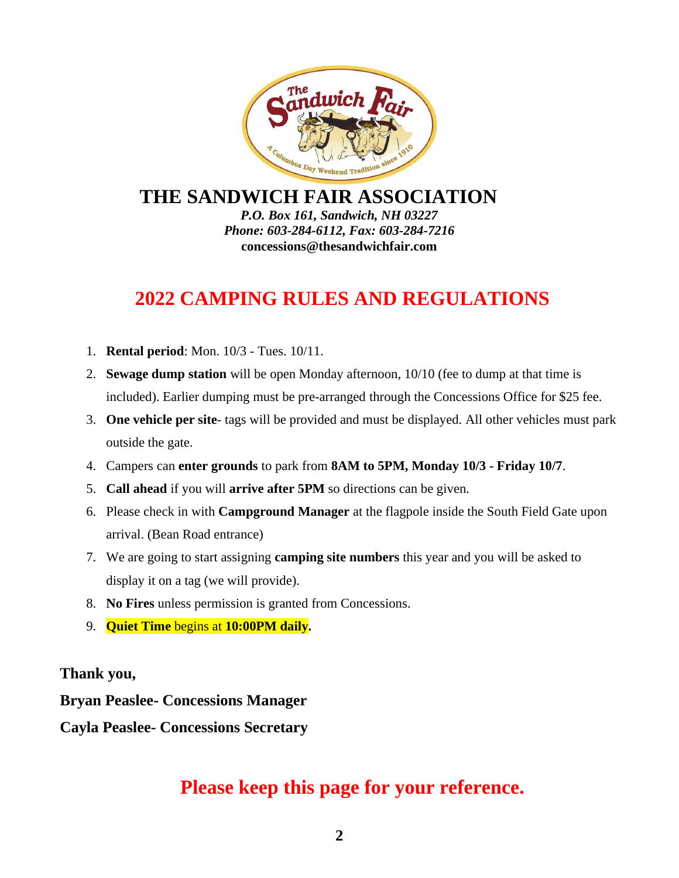# THE SANDWICH FAIR ASSOCIATION

*P.O. Box 161, Sandwich, NH 03227*
*Phone: 603-284-6112, Fax: 603-284-7216*
**concessions@thesandwichfair.com**

## 2022 CAMPING RULES AND REGULATIONS

1. **Rental period**: Mon. 10/3 - Tues. 10/11.
2. **Sewage dump station** will be open Monday afternoon, 10/10 (fee to dump at that time is included). Earlier dumping must be pre-arranged through the Concessions Office for $25 fee.
3. **One vehicle per site**- tags will be provided and must be displayed. All other vehicles must park outside the gate.
4. Campers can **enter grounds** to park from **8AM to 5PM, Monday 10/3 - Friday 10/7**.
5. **Call ahead** if you will **arrive after 5PM** so directions can be given.
6. Please check in with **Campground Manager** at the flagpole inside the South Field Gate upon arrival. (Bean Road entrance)
7. We are going to start assigning **camping site numbers** this year and you will be asked to display it on a tag (we will provide).
8. **No Fires** unless permission is granted from Concessions.
9. **Quiet Time** begins at **10:00PM daily.**

**Thank you,**

**Bryan Peaslee- Concessions Manager**

**Cayla Peaslee- Concessions Secretary**

## Please keep this page for your reference.